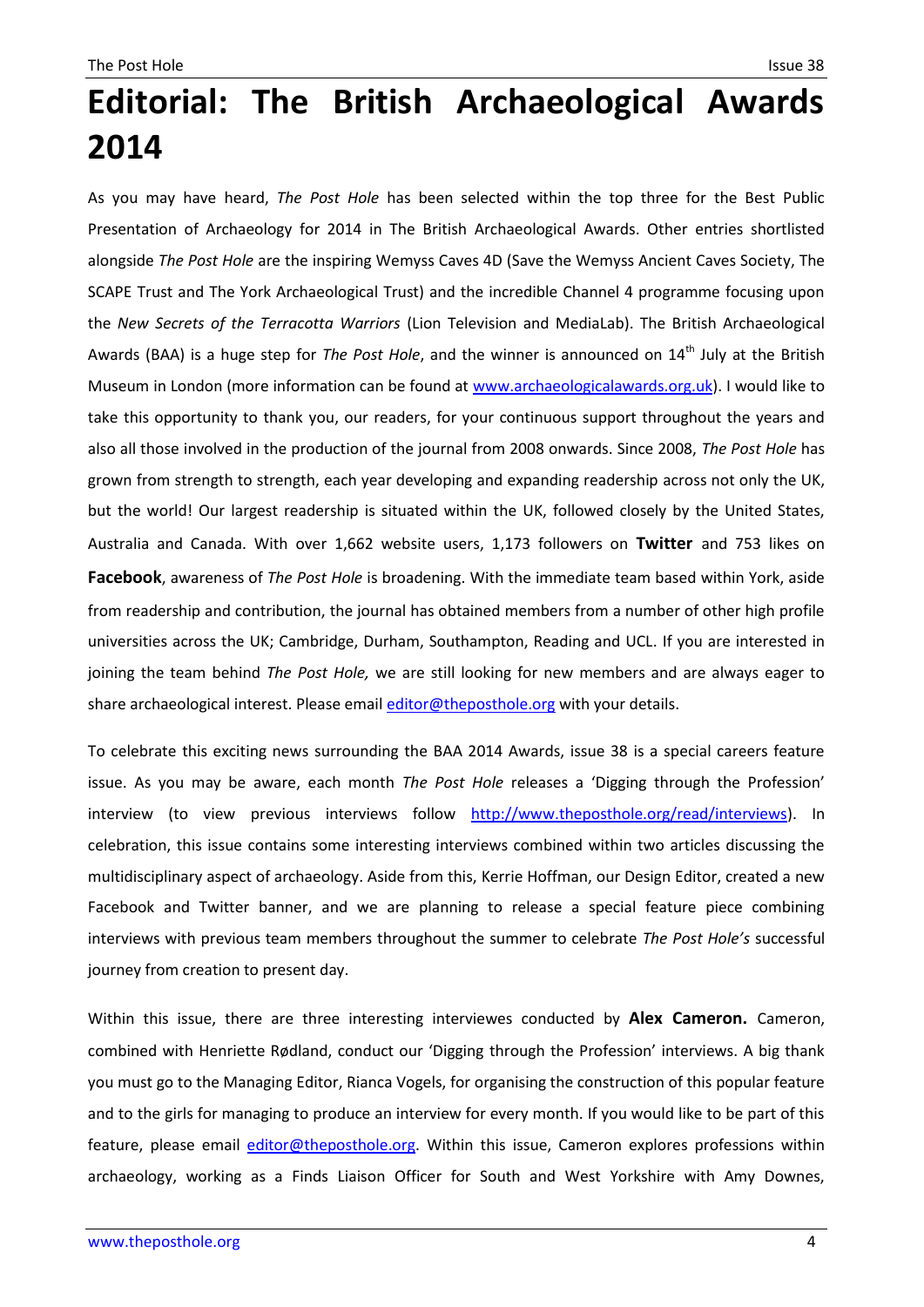# Editorial: The British Archaeological Awards 2014

As you may have heard, *The Post Hole* has been selected within the top three for the Best Public Presentation of Archaeology for 2014 in The British Archaeological Awards. Other entries shortlisted alongside *The Post Hole* are the inspiring Wemyss Caves 4D (Save the Wemyss Ancient Caves Society, The SCAPE Trust and The York Archaeological Trust) and the incredible Channel 4 programme focusing upon the *New Secrets of the Terracotta Warriors* (Lion Television and MediaLab). The British Archaeological Awards (BAA) is a huge step for *The Post Hole*, and the winner is announced on 14th July at the British Museum in London (more information can be found at www.archaeologicalawards.org.uk). I would like to take this opportunity to thank you, our readers, for your continuous support throughout the years and also all those involved in the production of the journal from 2008 onwards. Since 2008, *The Post Hole* has grown from strength to strength, each year developing and expanding readership across not only the UK, but the world! Our largest readership is situated within the UK, followed closely by the United States, Australia and Canada. With over 1,662 website users, 1,173 followers on **Twitter** and 753 likes on **Facebook**, awareness of *The Post Hole* is broadening. With the immediate team based within York, aside from readership and contribution, the journal has obtained members from a number of other high profile universities across the UK; Cambridge, Durham, Southampton, Reading and UCL. If you are interested in joining the team behind *The Post Hole,* we are still looking for new members and are always eager to share archaeological interest. Please email editor@theposthole.org with your details.

To celebrate this exciting news surrounding the BAA 2014 Awards, issue 38 is a special careers feature issue. As you may be aware, each month *The Post Hole* releases a 'Digging through the Profession' interview (to view previous interviews follow http://www.theposthole.org/read/interviews). In celebration, this issue contains some interesting interviews combined within two articles discussing the multidisciplinary aspect of archaeology. Aside from this, Kerrie Hoffman, our Design Editor, created a new Facebook and Twitter banner, and we are planning to release a special feature piece combining interviews with previous team members throughout the summer to celebrate *The Post Hole's* successful journey from creation to present day.

Within this issue, there are three interesting interviewes conducted by **Alex Cameron.** Cameron, combined with Henriette Rødland, conduct our 'Digging through the Profession' interviews. A big thank you must go to the Managing Editor, Rianca Vogels, for organising the construction of this popular feature and to the girls for managing to produce an interview for every month. If you would like to be part of this feature, please email editor@theposthole.org. Within this issue, Cameron explores professions within archaeology, working as a Finds Liaison Officer for South and West Yorkshire with Amy Downes,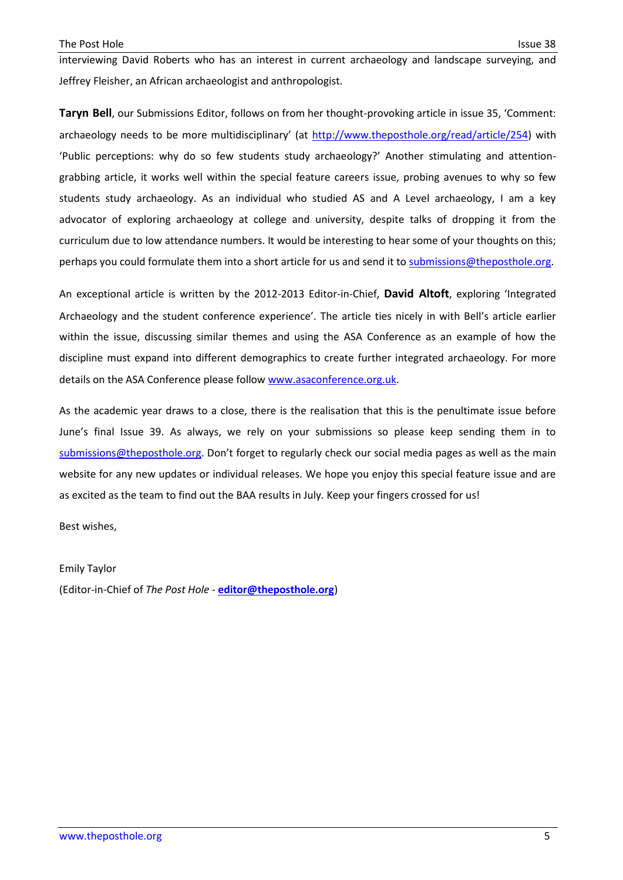interviewing David Roberts who has an interest in current archaeology and landscape surveying, and Jeffrey Fleisher, an African archaeologist and anthropologist.

**Taryn Bell**, our Submissions Editor, follows on from her thought-provoking article in issue 35, 'Comment: archaeology needs to be more multidisciplinary' (at http://www.theposthole.org/read/article/254) with 'Public perceptions: why do so few students study archaeology?' Another stimulating and attention-grabbing article, it works well within the special feature careers issue, probing avenues to why so few students study archaeology. As an individual who studied AS and A Level archaeology, I am a key advocator of exploring archaeology at college and university, despite talks of dropping it from the curriculum due to low attendance numbers. It would be interesting to hear some of your thoughts on this; perhaps you could formulate them into a short article for us and send it to submissions@theposthole.org.

An exceptional article is written by the 2012-2013 Editor-in-Chief, **David Altoft**, exploring 'Integrated Archaeology and the student conference experience'. The article ties nicely in with Bell's article earlier within the issue, discussing similar themes and using the ASA Conference as an example of how the discipline must expand into different demographics to create further integrated archaeology. For more details on the ASA Conference please follow www.asaconference.org.uk.

As the academic year draws to a close, there is the realisation that this is the penultimate issue before June's final Issue 39. As always, we rely on your submissions so please keep sending them in to submissions@theposthole.org. Don't forget to regularly check our social media pages as well as the main website for any new updates or individual releases. We hope you enjoy this special feature issue and are as excited as the team to find out the BAA results in July. Keep your fingers crossed for us!

Best wishes,

Emily Taylor
(Editor-in-Chief of *The Post Hole* - **editor@theposthole.org**)